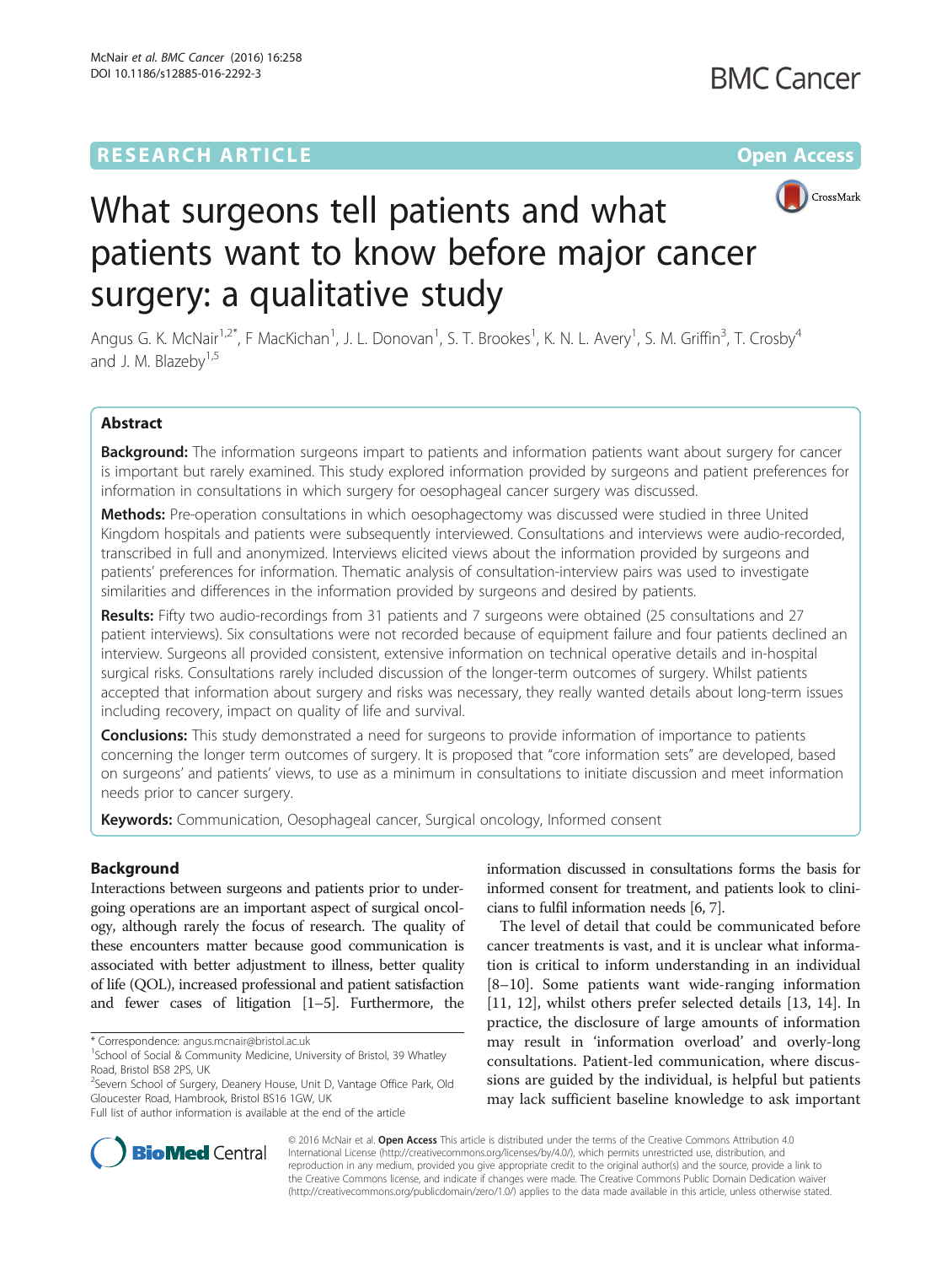RESEARCH ARTICLE

Open Access

# What surgeons tell patients and what patients want to know before major cancer surgery: a qualitative study

Angus G. K. McNair[1,2*], F MacKichan[1], J. L. Donovan[1], S. T. Brookes[1], K. N. L. Avery[1], S. M. Griffin[3], T. Crosby[4] and J. M. Blazeby[1,5]

## Abstract

**Background:** The information surgeons impart to patients and information patients want about surgery for cancer is important but rarely examined. This study explored information provided by surgeons and patient preferences for information in consultations in which surgery for oesophageal cancer surgery was discussed.

**Methods:** Pre-operation consultations in which oesophagectomy was discussed were studied in three United Kingdom hospitals and patients were subsequently interviewed. Consultations and interviews were audio-recorded, transcribed in full and anonymized. Interviews elicited views about the information provided by surgeons and patients' preferences for information. Thematic analysis of consultation-interview pairs was used to investigate similarities and differences in the information provided by surgeons and desired by patients.

**Results:** Fifty two audio-recordings from 31 patients and 7 surgeons were obtained (25 consultations and 27 patient interviews). Six consultations were not recorded because of equipment failure and four patients declined an interview. Surgeons all provided consistent, extensive information on technical operative details and in-hospital surgical risks. Consultations rarely included discussion of the longer-term outcomes of surgery. Whilst patients accepted that information about surgery and risks was necessary, they really wanted details about long-term issues including recovery, impact on quality of life and survival.

**Conclusions:** This study demonstrated a need for surgeons to provide information of importance to patients concerning the longer term outcomes of surgery. It is proposed that "core information sets" are developed, based on surgeons' and patients' views, to use as a minimum in consultations to initiate discussion and meet information needs prior to cancer surgery.

**Keywords:** Communication, Oesophageal cancer, Surgical oncology, Informed consent

## Background

Interactions between surgeons and patients prior to undergoing operations are an important aspect of surgical oncology, although rarely the focus of research. The quality of these encounters matter because good communication is associated with better adjustment to illness, better quality of life (QOL), increased professional and patient satisfaction and fewer cases of litigation [1–5]. Furthermore, the information discussed in consultations forms the basis for informed consent for treatment, and patients look to clinicians to fulfil information needs [6, 7].

The level of detail that could be communicated before cancer treatments is vast, and it is unclear what information is critical to inform understanding in an individual [8–10]. Some patients want wide-ranging information [11, 12], whilst others prefer selected details [13, 14]. In practice, the disclosure of large amounts of information may result in 'information overload' and overly-long consultations. Patient-led communication, where discussions are guided by the individual, is helpful but patients may lack sufficient baseline knowledge to ask important

* Correspondence: angus.mcnair@bristol.ac.uk
[1]School of Social & Community Medicine, University of Bristol, 39 Whatley Road, Bristol BS8 2PS, UK
[2]Severn School of Surgery, Deanery House, Unit D, Vantage Office Park, Old Gloucester Road, Hambrook, Bristol BS16 1GW, UK
Full list of author information is available at the end of the article

© 2016 McNair et al. **Open Access** This article is distributed under the terms of the Creative Commons Attribution 4.0 International License (http://creativecommons.org/licenses/by/4.0/), which permits unrestricted use, distribution, and reproduction in any medium, provided you give appropriate credit to the original author(s) and the source, provide a link to the Creative Commons license, and indicate if changes were made. The Creative Commons Public Domain Dedication waiver (http://creativecommons.org/publicdomain/zero/1.0/) applies to the data made available in this article, unless otherwise stated.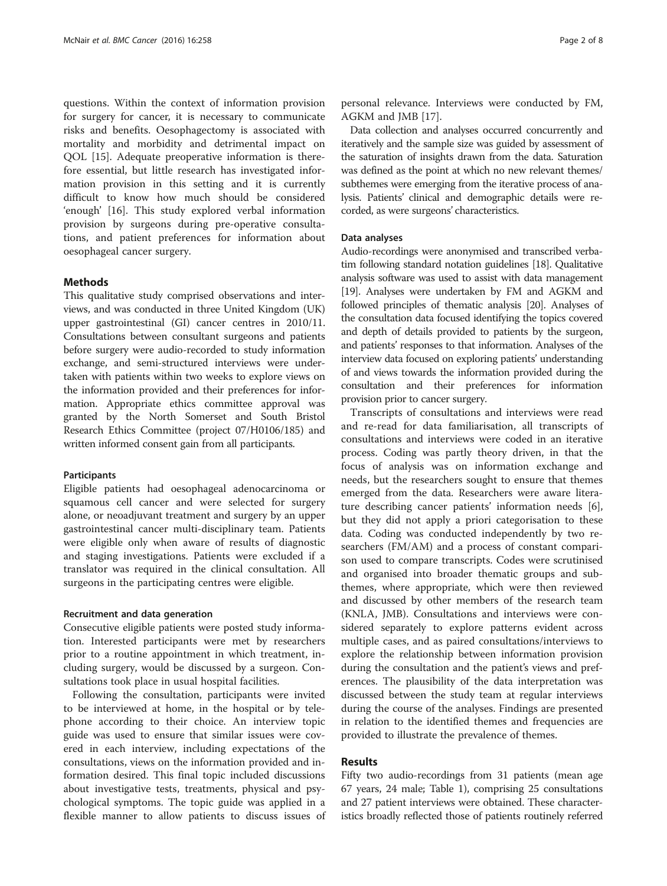questions. Within the context of information provision for surgery for cancer, it is necessary to communicate risks and benefits. Oesophagectomy is associated with mortality and morbidity and detrimental impact on QOL [15]. Adequate preoperative information is therefore essential, but little research has investigated information provision in this setting and it is currently difficult to know how much should be considered 'enough' [16]. This study explored verbal information provision by surgeons during pre-operative consultations, and patient preferences for information about oesophageal cancer surgery.

## Methods

This qualitative study comprised observations and interviews, and was conducted in three United Kingdom (UK) upper gastrointestinal (GI) cancer centres in 2010/11. Consultations between consultant surgeons and patients before surgery were audio-recorded to study information exchange, and semi-structured interviews were undertaken with patients within two weeks to explore views on the information provided and their preferences for information. Appropriate ethics committee approval was granted by the North Somerset and South Bristol Research Ethics Committee (project 07/H0106/185) and written informed consent gain from all participants.

### Participants

Eligible patients had oesophageal adenocarcinoma or squamous cell cancer and were selected for surgery alone, or neoadjuvant treatment and surgery by an upper gastrointestinal cancer multi-disciplinary team. Patients were eligible only when aware of results of diagnostic and staging investigations. Patients were excluded if a translator was required in the clinical consultation. All surgeons in the participating centres were eligible.

### Recruitment and data generation

Consecutive eligible patients were posted study information. Interested participants were met by researchers prior to a routine appointment in which treatment, including surgery, would be discussed by a surgeon. Consultations took place in usual hospital facilities.

Following the consultation, participants were invited to be interviewed at home, in the hospital or by telephone according to their choice. An interview topic guide was used to ensure that similar issues were covered in each interview, including expectations of the consultations, views on the information provided and information desired. This final topic included discussions about investigative tests, treatments, physical and psychological symptoms. The topic guide was applied in a flexible manner to allow patients to discuss issues of personal relevance. Interviews were conducted by FM, AGKM and JMB [17].

Data collection and analyses occurred concurrently and iteratively and the sample size was guided by assessment of the saturation of insights drawn from the data. Saturation was defined as the point at which no new relevant themes/subthemes were emerging from the iterative process of analysis. Patients' clinical and demographic details were recorded, as were surgeons' characteristics.

### Data analyses

Audio-recordings were anonymised and transcribed verbatim following standard notation guidelines [18]. Qualitative analysis software was used to assist with data management [19]. Analyses were undertaken by FM and AGKM and followed principles of thematic analysis [20]. Analyses of the consultation data focused identifying the topics covered and depth of details provided to patients by the surgeon, and patients' responses to that information. Analyses of the interview data focused on exploring patients' understanding of and views towards the information provided during the consultation and their preferences for information provision prior to cancer surgery.

Transcripts of consultations and interviews were read and re-read for data familiarisation, all transcripts of consultations and interviews were coded in an iterative process. Coding was partly theory driven, in that the focus of analysis was on information exchange and needs, but the researchers sought to ensure that themes emerged from the data. Researchers were aware literature describing cancer patients' information needs [6], but they did not apply a priori categorisation to these data. Coding was conducted independently by two researchers (FM/AM) and a process of constant comparison used to compare transcripts. Codes were scrutinised and organised into broader thematic groups and subthemes, where appropriate, which were then reviewed and discussed by other members of the research team (KNLA, JMB). Consultations and interviews were considered separately to explore patterns evident across multiple cases, and as paired consultations/interviews to explore the relationship between information provision during the consultation and the patient's views and preferences. The plausibility of the data interpretation was discussed between the study team at regular interviews during the course of the analyses. Findings are presented in relation to the identified themes and frequencies are provided to illustrate the prevalence of themes.

## Results

Fifty two audio-recordings from 31 patients (mean age 67 years, 24 male; Table 1), comprising 25 consultations and 27 patient interviews were obtained. These characteristics broadly reflected those of patients routinely referred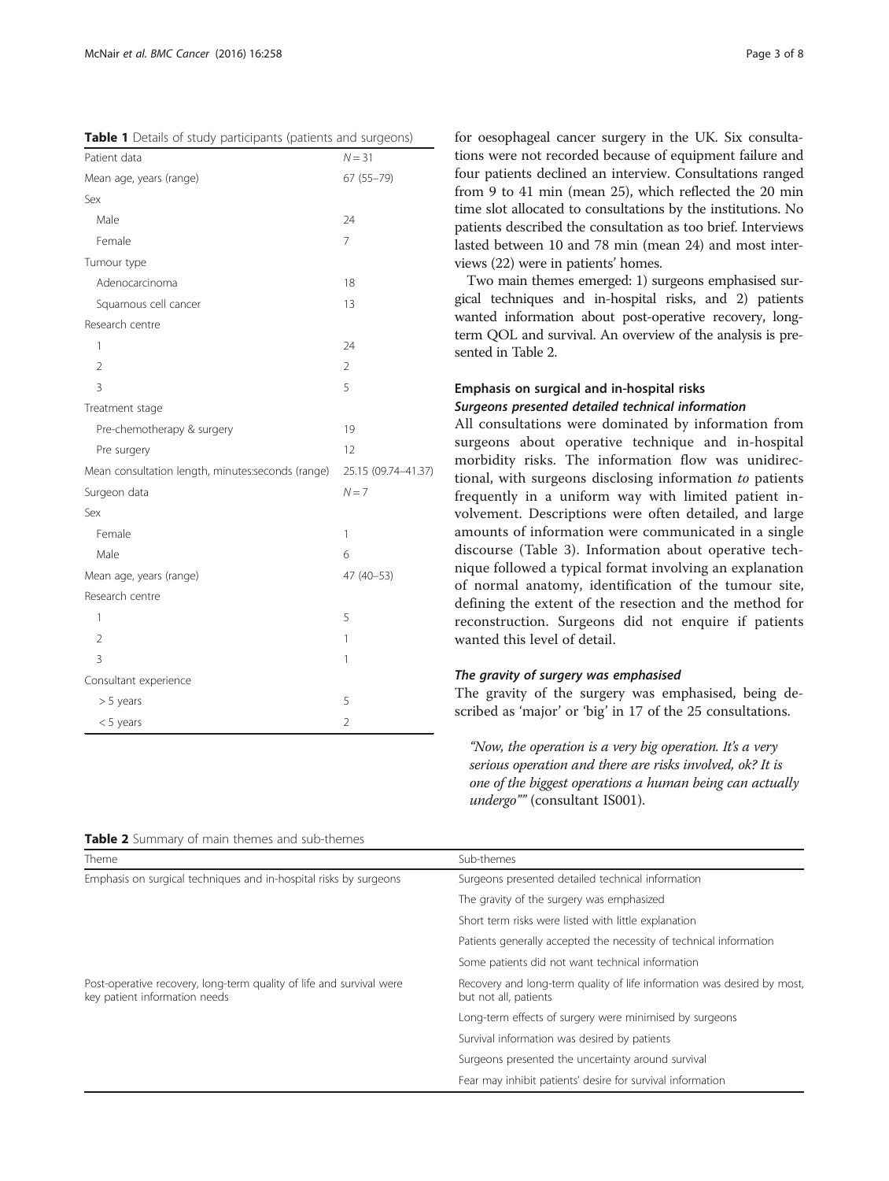**Table 1** Details of study participants (patients and surgeons)

| Patient data | $N = 31$ |
| --- | --- |
| Mean age, years (range) | 67 (55–79) |
| Sex | |
| Male | 24 |
| Female | 7 |
| Tumour type | |
| Adenocarcinoma | 18 |
| Squamous cell cancer | 13 |
| Research centre | |
| 1 | 24 |
| 2 | 2 |
| 3 | 5 |
| Treatment stage | |
| Pre-chemotherapy & surgery | 19 |
| Pre surgery | 12 |
| Mean consultation length, minutes:seconds (range) | 25.15 (09.74–41.37) |
| Surgeon data | $N = 7$ |
| Sex | |
| Female | 1 |
| Male | 6 |
| Mean age, years (range) | 47 (40–53) |
| Research centre | |
| 1 | 5 |
| 2 | 1 |
| 3 | 1 |
| Consultant experience | |
| > 5 years | 5 |
| < 5 years | 2 |

for oesophageal cancer surgery in the UK. Six consultations were not recorded because of equipment failure and four patients declined an interview. Consultations ranged from 9 to 41 min (mean 25), which reflected the 20 min time slot allocated to consultations by the institutions. No patients described the consultation as too brief. Interviews lasted between 10 and 78 min (mean 24) and most interviews (22) were in patients' homes.

Two main themes emerged: 1) surgeons emphasised surgical techniques and in-hospital risks, and 2) patients wanted information about post-operative recovery, long-term QOL and survival. An overview of the analysis is presented in Table 2.

### Emphasis on surgical and in-hospital risks

#### *Surgeons presented detailed technical information*

All consultations were dominated by information from surgeons about operative technique and in-hospital morbidity risks. The information flow was unidirectional, with surgeons disclosing information *to* patients frequently in a uniform way with limited patient involvement. Descriptions were often detailed, and large amounts of information were communicated in a single discourse (Table 3). Information about operative technique followed a typical format involving an explanation of normal anatomy, identification of the tumour site, defining the extent of the resection and the method for reconstruction. Surgeons did not enquire if patients wanted this level of detail.

#### *The gravity of surgery was emphasised*

The gravity of the surgery was emphasised, being described as 'major' or 'big' in 17 of the 25 consultations.

> *"Now, the operation is a very big operation. It's a very serious operation and there are risks involved, ok? It is one of the biggest operations a human being can actually undergo""* (consultant IS001).

**Table 2** Summary of main themes and sub-themes

| Theme | Sub-themes |
| --- | --- |
| Emphasis on surgical techniques and in-hospital risks by surgeons | Surgeons presented detailed technical information |
| | The gravity of the surgery was emphasized |
| | Short term risks were listed with little explanation |
| | Patients generally accepted the necessity of technical information |
| | Some patients did not want technical information |
| Post-operative recovery, long-term quality of life and survival were key patient information needs | Recovery and long-term quality of life information was desired by most, but not all, patients |
| | Long-term effects of surgery were minimised by surgeons |
| | Survival information was desired by patients |
| | Surgeons presented the uncertainty around survival |
| | Fear may inhibit patients' desire for survival information |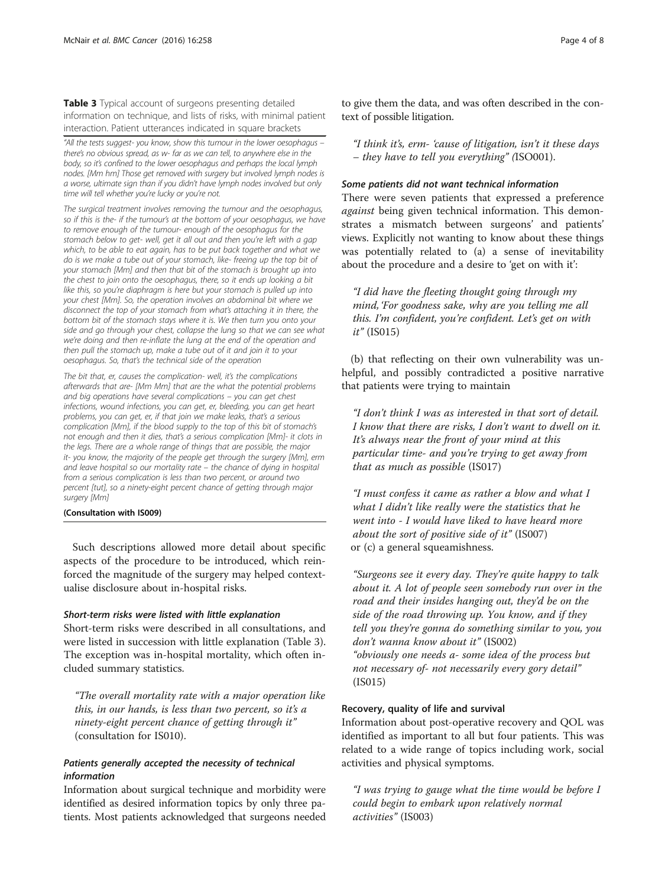**Table 3** Typical account of surgeons presenting detailed information on technique, and lists of risks, with minimal patient interaction. Patient utterances indicated in square brackets

*"All the tests suggest- you know, show this tumour in the lower oesophagus – there's no obvious spread, as w- far as we can tell, to anywhere else in the body, so it's confined to the lower oesophagus and perhaps the local lymph nodes. [Mm hm] Those get removed with surgery but involved lymph nodes is a worse, ultimate sign than if you didn't have lymph nodes involved but only time will tell whether you're lucky or you're not.*

*The surgical treatment involves removing the tumour and the oesophagus, so if this is the- if the tumour's at the bottom of your oesophagus, we have to remove enough of the tumour- enough of the oesophagus for the stomach below to get- well, get it all out and then you're left with a gap which, to be able to eat again, has to be put back together and what we do is we make a tube out of your stomach, like- freeing up the top bit of your stomach [Mm] and then that bit of the stomach is brought up into the chest to join onto the oesophagus, there, so it ends up looking a bit like this, so you're diaphragm is here but your stomach is pulled up into your chest [Mm]. So, the operation involves an abdominal bit where we disconnect the top of your stomach from what's attaching it in there, the bottom bit of the stomach stays where it is. We then turn you onto your side and go through your chest, collapse the lung so that we can see what we're doing and then re-inflate the lung at the end of the operation and then pull the stomach up, make a tube out of it and join it to your oesophagus. So, that's the technical side of the operation*

*The bit that, er, causes the complication- well, it's the complications afterwards that are- [Mm Mm] that are the what the potential problems and big operations have several complications – you can get chest infections, wound infections, you can get, er, bleeding, you can get heart problems, you can get, er, if that join we make leaks, that's a serious complication [Mm], if the blood supply to the top of this bit of stomach's not enough and then it dies, that's a serious complication [Mm]- it clots in the legs. There are a whole range of things that are possible, the major it- you know, the majority of the people get through the surgery [Mm], erm and leave hospital so our mortality rate – the chance of dying in hospital from a serious complication is less than two percent, or around two percent [tut], so a ninety-eight percent chance of getting through major surgery [Mm]*

**(Consultation with IS009)**

Such descriptions allowed more detail about specific aspects of the procedure to be introduced, which reinforced the magnitude of the surgery may helped contextualise disclosure about in-hospital risks.

#### *Short-term risks were listed with little explanation*

Short-term risks were described in all consultations, and were listed in succession with little explanation (Table 3). The exception was in-hospital mortality, which often included summary statistics.

> *"The overall mortality rate with a major operation like this, in our hands, is less than two percent, so it's a ninety-eight percent chance of getting through it"* (consultation for IS010).

#### *Patients generally accepted the necessity of technical information*

Information about surgical technique and morbidity were identified as desired information topics by only three patients. Most patients acknowledged that surgeons needed to give them the data, and was often described in the context of possible litigation.

> *"I think it's, erm- 'cause of litigation, isn't it these days – they have to tell you everything" (*ISO001).

#### *Some patients did not want technical information*

There were seven patients that expressed a preference *against* being given technical information. This demonstrates a mismatch between surgeons' and patients' views. Explicitly not wanting to know about these things was potentially related to (a) a sense of inevitability about the procedure and a desire to 'get on with it':

> *"I did have the fleeting thought going through my mind, 'For goodness sake, why are you telling me all this. I'm confident, you're confident. Let's get on with it"* (IS015)

(b) that reflecting on their own vulnerability was unhelpful, and possibly contradicted a positive narrative that patients were trying to maintain

> *"I don't think I was as interested in that sort of detail. I know that there are risks, I don't want to dwell on it. It's always near the front of your mind at this particular time- and you're trying to get away from that as much as possible* (IS017)

> *"I must confess it came as rather a blow and what I what I didn't like really were the statistics that he went into - I would have liked to have heard more about the sort of positive side of it"* (IS007)

or (c) a general squeamishness.

> *"Surgeons see it every day. They're quite happy to talk about it. A lot of people seen somebody run over in the road and their insides hanging out, they'd be on the side of the road throwing up. You know, and if they tell you they're gonna do something similar to you, you don't wanna know about it"* (IS002)
> *"obviously one needs a- some idea of the process but not necessary of- not necessarily every gory detail"* (IS015)

### Recovery, quality of life and survival

Information about post-operative recovery and QOL was identified as important to all but four patients. This was related to a wide range of topics including work, social activities and physical symptoms.

> *"I was trying to gauge what the time would be before I could begin to embark upon relatively normal activities"* (IS003)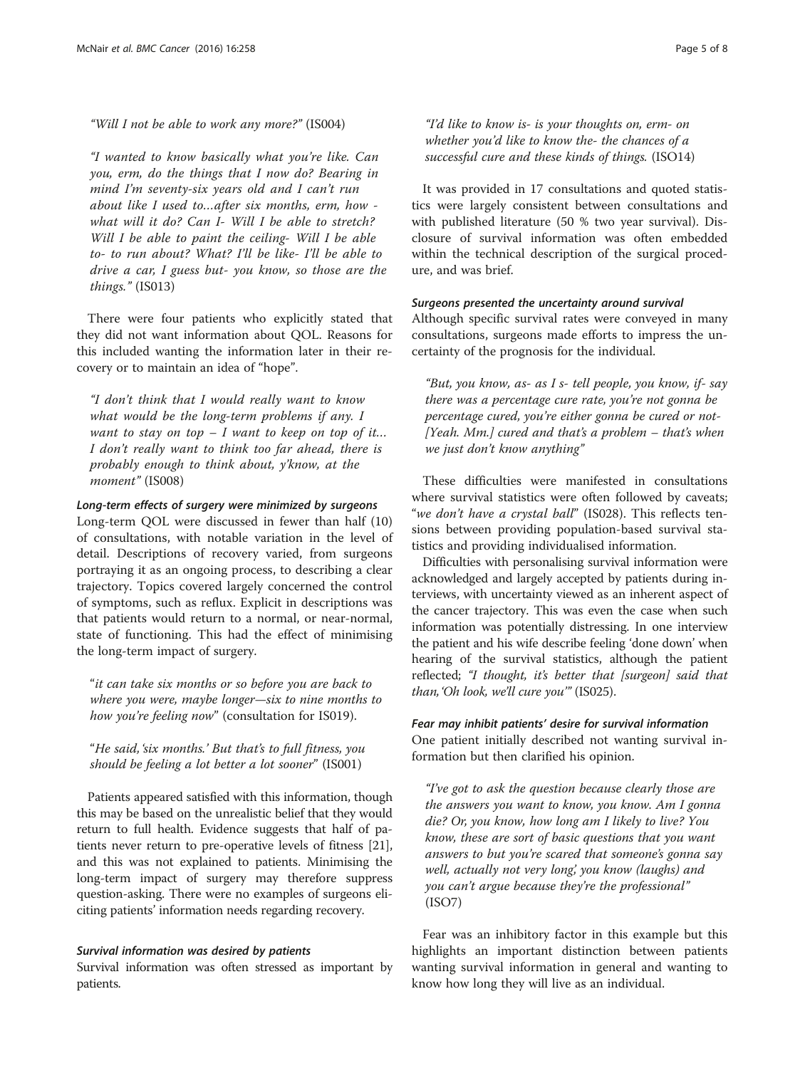*"Will I not be able to work any more?"* (IS004)

*"I wanted to know basically what you're like. Can you, erm, do the things that I now do? Bearing in mind I'm seventy-six years old and I can't run about like I used to…after six months, erm, how - what will it do? Can I- Will I be able to stretch? Will I be able to paint the ceiling- Will I be able to- to run about? What? I'll be like- I'll be able to drive a car, I guess but- you know, so those are the things."* (IS013)

There were four patients who explicitly stated that they did not want information about QOL. Reasons for this included wanting the information later in their recovery or to maintain an idea of "hope".

*"I don't think that I would really want to know what would be the long-term problems if any. I want to stay on top – I want to keep on top of it… I don't really want to think too far ahead, there is probably enough to think about, y'know, at the moment"* (IS008)

#### *Long-term effects of surgery were minimized by surgeons*

Long-term QOL were discussed in fewer than half (10) of consultations, with notable variation in the level of detail. Descriptions of recovery varied, from surgeons portraying it as an ongoing process, to describing a clear trajectory. Topics covered largely concerned the control of symptoms, such as reflux. Explicit in descriptions was that patients would return to a normal, or near-normal, state of functioning. This had the effect of minimising the long-term impact of surgery.

"*it can take six months or so before you are back to where you were, maybe longer—six to nine months to how you're feeling now*" (consultation for IS019).

"*He said,'six months.' But that's to full fitness, you should be feeling a lot better a lot sooner*" (IS001)

Patients appeared satisfied with this information, though this may be based on the unrealistic belief that they would return to full health. Evidence suggests that half of patients never return to pre-operative levels of fitness [21], and this was not explained to patients. Minimising the long-term impact of surgery may therefore suppress question-asking. There were no examples of surgeons eliciting patients' information needs regarding recovery.

#### *Survival information was desired by patients*

Survival information was often stressed as important by patients.

*"I'd like to know is- is your thoughts on, erm- on whether you'd like to know the- the chances of a successful cure and these kinds of things.* (ISO14)

It was provided in 17 consultations and quoted statistics were largely consistent between consultations and with published literature (50 % two year survival). Disclosure of survival information was often embedded within the technical description of the surgical procedure, and was brief.

#### *Surgeons presented the uncertainty around survival*

Although specific survival rates were conveyed in many consultations, surgeons made efforts to impress the uncertainty of the prognosis for the individual.

*"But, you know, as- as I s- tell people, you know, if- say there was a percentage cure rate, you're not gonna be percentage cured, you're either gonna be cured or not- [Yeah. Mm.] cured and that's a problem – that's when we just don't know anything"*

These difficulties were manifested in consultations where survival statistics were often followed by caveats; "*we don't have a crystal ball*" (IS028). This reflects tensions between providing population-based survival statistics and providing individualised information.

Difficulties with personalising survival information were acknowledged and largely accepted by patients during interviews, with uncertainty viewed as an inherent aspect of the cancer trajectory. This was even the case when such information was potentially distressing. In one interview the patient and his wife describe feeling 'done down' when hearing of the survival statistics, although the patient reflected; *"I thought, it's better that [surgeon] said that than,'Oh look, we'll cure you'"* (IS025).

#### *Fear may inhibit patients' desire for survival information*

One patient initially described not wanting survival information but then clarified his opinion.

*"I've got to ask the question because clearly those are the answers you want to know, you know. Am I gonna die? Or, you know, how long am I likely to live? You know, these are sort of basic questions that you want answers to but you're scared that someone's gonna say well, actually not very long', you know (laughs) and you can't argue because they're the professional"* (ISO7)

Fear was an inhibitory factor in this example but this highlights an important distinction between patients wanting survival information in general and wanting to know how long they will live as an individual.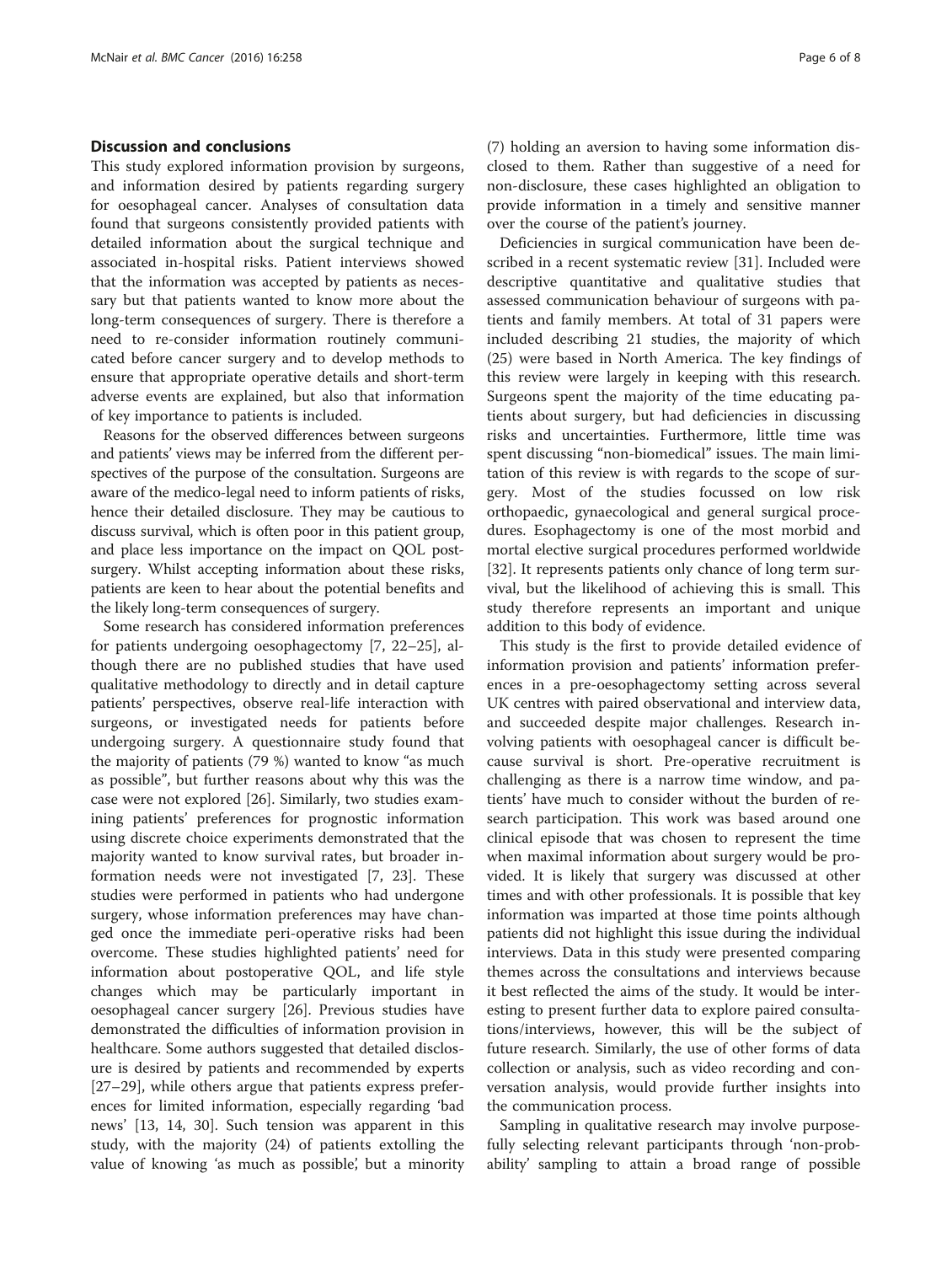## Discussion and conclusions

This study explored information provision by surgeons, and information desired by patients regarding surgery for oesophageal cancer. Analyses of consultation data found that surgeons consistently provided patients with detailed information about the surgical technique and associated in-hospital risks. Patient interviews showed that the information was accepted by patients as necessary but that patients wanted to know more about the long-term consequences of surgery. There is therefore a need to re-consider information routinely communicated before cancer surgery and to develop methods to ensure that appropriate operative details and short-term adverse events are explained, but also that information of key importance to patients is included.

Reasons for the observed differences between surgeons and patients' views may be inferred from the different perspectives of the purpose of the consultation. Surgeons are aware of the medico-legal need to inform patients of risks, hence their detailed disclosure. They may be cautious to discuss survival, which is often poor in this patient group, and place less importance on the impact on QOL post-surgery. Whilst accepting information about these risks, patients are keen to hear about the potential benefits and the likely long-term consequences of surgery.

Some research has considered information preferences for patients undergoing oesophagectomy [7, 22–25], although there are no published studies that have used qualitative methodology to directly and in detail capture patients' perspectives, observe real-life interaction with surgeons, or investigated needs for patients before undergoing surgery. A questionnaire study found that the majority of patients (79 %) wanted to know "as much as possible", but further reasons about why this was the case were not explored [26]. Similarly, two studies examining patients' preferences for prognostic information using discrete choice experiments demonstrated that the majority wanted to know survival rates, but broader information needs were not investigated [7, 23]. These studies were performed in patients who had undergone surgery, whose information preferences may have changed once the immediate peri-operative risks had been overcome. These studies highlighted patients' need for information about postoperative QOL, and life style changes which may be particularly important in oesophageal cancer surgery [26]. Previous studies have demonstrated the difficulties of information provision in healthcare. Some authors suggested that detailed disclosure is desired by patients and recommended by experts [27–29], while others argue that patients express preferences for limited information, especially regarding 'bad news' [13, 14, 30]. Such tension was apparent in this study, with the majority (24) of patients extolling the value of knowing 'as much as possible', but a minority (7) holding an aversion to having some information disclosed to them. Rather than suggestive of a need for non-disclosure, these cases highlighted an obligation to provide information in a timely and sensitive manner over the course of the patient's journey.

Deficiencies in surgical communication have been described in a recent systematic review [31]. Included were descriptive quantitative and qualitative studies that assessed communication behaviour of surgeons with patients and family members. At total of 31 papers were included describing 21 studies, the majority of which (25) were based in North America. The key findings of this review were largely in keeping with this research. Surgeons spent the majority of the time educating patients about surgery, but had deficiencies in discussing risks and uncertainties. Furthermore, little time was spent discussing "non-biomedical" issues. The main limitation of this review is with regards to the scope of surgery. Most of the studies focussed on low risk orthopaedic, gynaecological and general surgical procedures. Esophagectomy is one of the most morbid and mortal elective surgical procedures performed worldwide [32]. It represents patients only chance of long term survival, but the likelihood of achieving this is small. This study therefore represents an important and unique addition to this body of evidence.

This study is the first to provide detailed evidence of information provision and patients' information preferences in a pre-oesophagectomy setting across several UK centres with paired observational and interview data, and succeeded despite major challenges. Research involving patients with oesophageal cancer is difficult because survival is short. Pre-operative recruitment is challenging as there is a narrow time window, and patients' have much to consider without the burden of research participation. This work was based around one clinical episode that was chosen to represent the time when maximal information about surgery would be provided. It is likely that surgery was discussed at other times and with other professionals. It is possible that key information was imparted at those time points although patients did not highlight this issue during the individual interviews. Data in this study were presented comparing themes across the consultations and interviews because it best reflected the aims of the study. It would be interesting to present further data to explore paired consultations/interviews, however, this will be the subject of future research. Similarly, the use of other forms of data collection or analysis, such as video recording and conversation analysis, would provide further insights into the communication process.

Sampling in qualitative research may involve purposefully selecting relevant participants through 'non-probability' sampling to attain a broad range of possible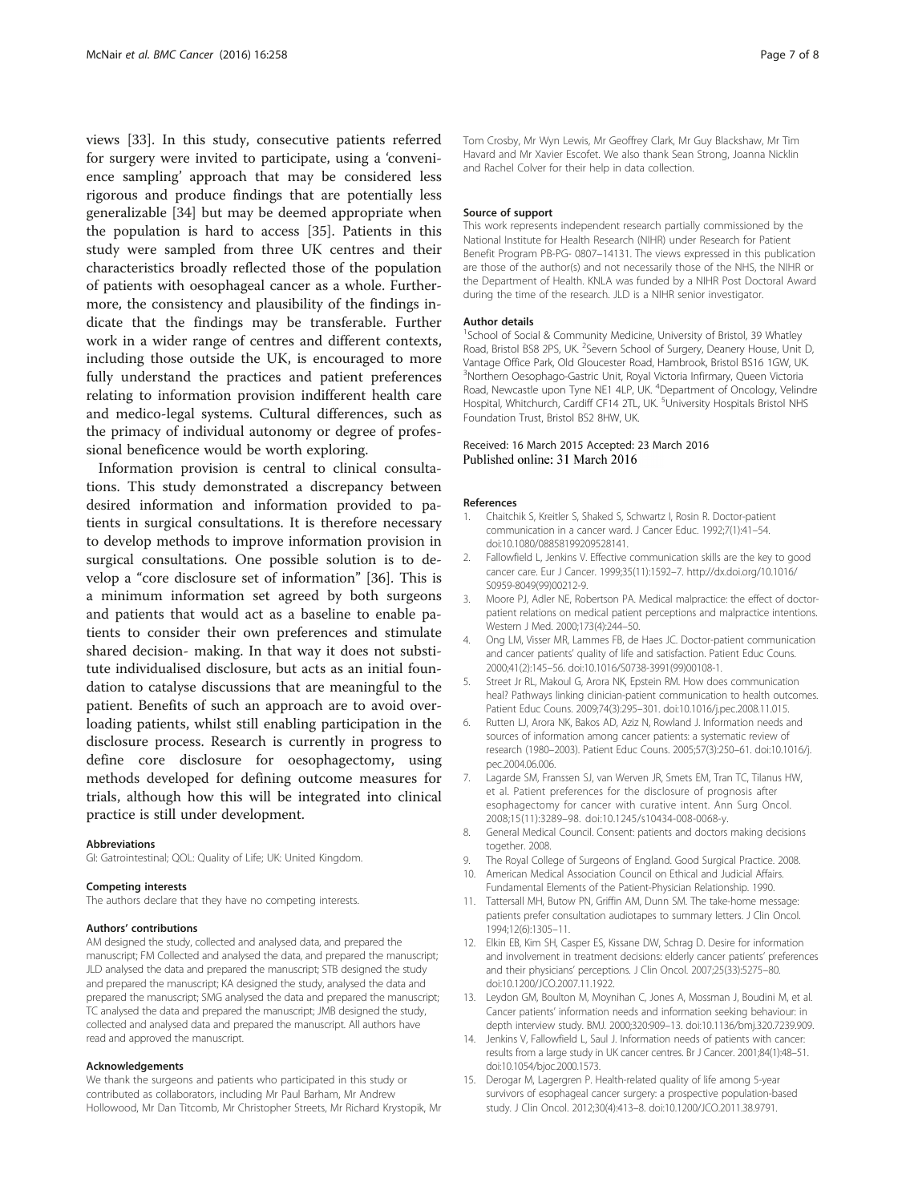views [33]. In this study, consecutive patients referred for surgery were invited to participate, using a 'convenience sampling' approach that may be considered less rigorous and produce findings that are potentially less generalizable [34] but may be deemed appropriate when the population is hard to access [35]. Patients in this study were sampled from three UK centres and their characteristics broadly reflected those of the population of patients with oesophageal cancer as a whole. Furthermore, the consistency and plausibility of the findings indicate that the findings may be transferable. Further work in a wider range of centres and different contexts, including those outside the UK, is encouraged to more fully understand the practices and patient preferences relating to information provision indifferent health care and medico-legal systems. Cultural differences, such as the primacy of individual autonomy or degree of professional beneficence would be worth exploring.

Information provision is central to clinical consultations. This study demonstrated a discrepancy between desired information and information provided to patients in surgical consultations. It is therefore necessary to develop methods to improve information provision in surgical consultations. One possible solution is to develop a "core disclosure set of information" [36]. This is a minimum information set agreed by both surgeons and patients that would act as a baseline to enable patients to consider their own preferences and stimulate shared decision- making. In that way it does not substitute individualised disclosure, but acts as an initial foundation to catalyse discussions that are meaningful to the patient. Benefits of such an approach are to avoid overloading patients, whilst still enabling participation in the disclosure process. Research is currently in progress to define core disclosure for oesophagectomy, using methods developed for defining outcome measures for trials, although how this will be integrated into clinical practice is still under development.

### Abbreviations

GI: Gatrointestinal; QOL: Quality of Life; UK: United Kingdom.

### Competing interests

The authors declare that they have no competing interests.

### Authors' contributions

AM designed the study, collected and analysed data, and prepared the manuscript; FM Collected and analysed the data, and prepared the manuscript; JLD analysed the data and prepared the manuscript; STB designed the study and prepared the manuscript; KA designed the study, analysed the data and prepared the manuscript; SMG analysed the data and prepared the manuscript; TC analysed the data and prepared the manuscript; JMB designed the study, collected and analysed data and prepared the manuscript. All authors have read and approved the manuscript.

### Acknowledgements

We thank the surgeons and patients who participated in this study or contributed as collaborators, including Mr Paul Barham, Mr Andrew Hollowood, Mr Dan Titcomb, Mr Christopher Streets, Mr Richard Krystopik, Mr Tom Crosby, Mr Wyn Lewis, Mr Geoffrey Clark, Mr Guy Blackshaw, Mr Tim Havard and Mr Xavier Escofet. We also thank Sean Strong, Joanna Nicklin and Rachel Colver for their help in data collection.

### Source of support

This work represents independent research partially commissioned by the National Institute for Health Research (NIHR) under Research for Patient Benefit Program PB-PG- 0807–14131. The views expressed in this publication are those of the author(s) and not necessarily those of the NHS, the NIHR or the Department of Health. KNLA was funded by a NIHR Post Doctoral Award during the time of the research. JLD is a NIHR senior investigator.

### Author details

[1]School of Social & Community Medicine, University of Bristol, 39 Whatley Road, Bristol BS8 2PS, UK. [2]Severn School of Surgery, Deanery House, Unit D, Vantage Office Park, Old Gloucester Road, Hambrook, Bristol BS16 1GW, UK. [3]Northern Oesophago-Gastric Unit, Royal Victoria Infirmary, Queen Victoria Road, Newcastle upon Tyne NE1 4LP, UK. [4]Department of Oncology, Velindre Hospital, Whitchurch, Cardiff CF14 2TL, UK. [5]University Hospitals Bristol NHS Foundation Trust, Bristol BS2 8HW, UK.

Received: 16 March 2015 Accepted: 23 March 2016
Published online: 31 March 2016

### References

1. Chaitchik S, Kreitler S, Shaked S, Schwartz I, Rosin R. Doctor-patient communication in a cancer ward. J Cancer Educ. 1992;7(1):41–54. doi:10.1080/08858199209528141.
2. Fallowfield L, Jenkins V. Effective communication skills are the key to good cancer care. Eur J Cancer. 1999;35(11):1592–7. http://dx.doi.org/10.1016/S0959-8049(99)00212-9.
3. Moore PJ, Adler NE, Robertson PA. Medical malpractice: the effect of doctor-patient relations on medical patient perceptions and malpractice intentions. Western J Med. 2000;173(4):244–50.
4. Ong LM, Visser MR, Lammes FB, de Haes JC. Doctor-patient communication and cancer patients' quality of life and satisfaction. Patient Educ Couns. 2000;41(2):145–56. doi:10.1016/S0738-3991(99)00108-1.
5. Street Jr RL, Makoul G, Arora NK, Epstein RM. How does communication heal? Pathways linking clinician-patient communication to health outcomes. Patient Educ Couns. 2009;74(3):295–301. doi:10.1016/j.pec.2008.11.015.
6. Rutten LJ, Arora NK, Bakos AD, Aziz N, Rowland J. Information needs and sources of information among cancer patients: a systematic review of research (1980–2003). Patient Educ Couns. 2005;57(3):250–61. doi:10.1016/j.pec.2004.06.006.
7. Lagarde SM, Franssen SJ, van Werven JR, Smets EM, Tran TC, Tilanus HW, et al. Patient preferences for the disclosure of prognosis after esophagectomy for cancer with curative intent. Ann Surg Oncol. 2008;15(11):3289–98. doi:10.1245/s10434-008-0068-y.
8. General Medical Council. Consent: patients and doctors making decisions together. 2008.
9. The Royal College of Surgeons of England. Good Surgical Practice. 2008.
10. American Medical Association Council on Ethical and Judicial Affairs. Fundamental Elements of the Patient-Physician Relationship. 1990.
11. Tattersall MH, Butow PN, Griffin AM, Dunn SM. The take-home message: patients prefer consultation audiotapes to summary letters. J Clin Oncol. 1994;12(6):1305–11.
12. Elkin EB, Kim SH, Casper ES, Kissane DW, Schrag D. Desire for information and involvement in treatment decisions: elderly cancer patients' preferences and their physicians' perceptions. J Clin Oncol. 2007;25(33):5275–80. doi:10.1200/JCO.2007.11.1922.
13. Leydon GM, Boulton M, Moynihan C, Jones A, Mossman J, Boudini M, et al. Cancer patients' information needs and information seeking behaviour: in depth interview study. BMJ. 2000;320:909–13. doi:10.1136/bmj.320.7239.909.
14. Jenkins V, Fallowfield L, Saul J. Information needs of patients with cancer: results from a large study in UK cancer centres. Br J Cancer. 2001;84(1):48–51. doi:10.1054/bjoc.2000.1573.
15. Derogar M, Lagergren P. Health-related quality of life among 5-year survivors of esophageal cancer surgery: a prospective population-based study. J Clin Oncol. 2012;30(4):413–8. doi:10.1200/JCO.2011.38.9791.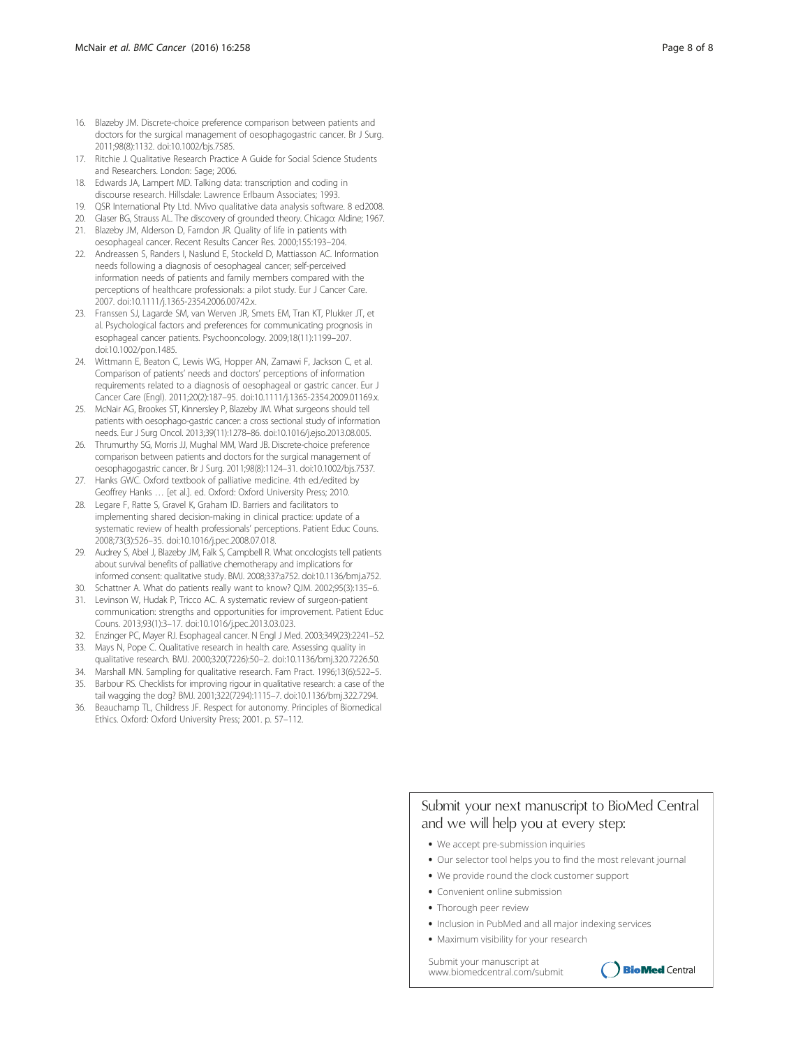16. Blazeby JM. Discrete-choice preference comparison between patients and doctors for the surgical management of oesophagogastric cancer. Br J Surg. 2011;98(8):1132. doi:10.1002/bjs.7585.
17. Ritchie J. Qualitative Research Practice A Guide for Social Science Students and Researchers. London: Sage; 2006.
18. Edwards JA, Lampert MD. Talking data: transcription and coding in discourse research. Hillsdale: Lawrence Erlbaum Associates; 1993.
19. QSR International Pty Ltd. NVivo qualitative data analysis software. 8 ed2008.
20. Glaser BG, Strauss AL. The discovery of grounded theory. Chicago: Aldine; 1967.
21. Blazeby JM, Alderson D, Farndon JR. Quality of life in patients with oesophageal cancer. Recent Results Cancer Res. 2000;155:193–204.
22. Andreassen S, Randers I, Naslund E, Stockeld D, Mattiasson AC. Information needs following a diagnosis of oesophageal cancer; self-perceived information needs of patients and family members compared with the perceptions of healthcare professionals: a pilot study. Eur J Cancer Care. 2007. doi:10.1111/j.1365-2354.2006.00742.x.
23. Franssen SJ, Lagarde SM, van Werven JR, Smets EM, Tran KT, Plukker JT, et al. Psychological factors and preferences for communicating prognosis in esophageal cancer patients. Psychooncology. 2009;18(11):1199–207. doi:10.1002/pon.1485.
24. Wittmann E, Beaton C, Lewis WG, Hopper AN, Zamawi F, Jackson C, et al. Comparison of patients' needs and doctors' perceptions of information requirements related to a diagnosis of oesophageal or gastric cancer. Eur J Cancer Care (Engl). 2011;20(2):187–95. doi:10.1111/j.1365-2354.2009.01169.x.
25. McNair AG, Brookes ST, Kinnersley P, Blazeby JM. What surgeons should tell patients with oesophago-gastric cancer: a cross sectional study of information needs. Eur J Surg Oncol. 2013;39(11):1278–86. doi:10.1016/j.ejso.2013.08.005.
26. Thrumurthy SG, Morris JJ, Mughal MM, Ward JB. Discrete-choice preference comparison between patients and doctors for the surgical management of oesophagogastric cancer. Br J Surg. 2011;98(8):1124–31. doi:10.1002/bjs.7537.
27. Hanks GWC. Oxford textbook of palliative medicine. 4th ed./edited by Geoffrey Hanks … [et al.]. ed. Oxford: Oxford University Press; 2010.
28. Legare F, Ratte S, Gravel K, Graham ID. Barriers and facilitators to implementing shared decision-making in clinical practice: update of a systematic review of health professionals' perceptions. Patient Educ Couns. 2008;73(3):526–35. doi:10.1016/j.pec.2008.07.018.
29. Audrey S, Abel J, Blazeby JM, Falk S, Campbell R. What oncologists tell patients about survival benefits of palliative chemotherapy and implications for informed consent: qualitative study. BMJ. 2008;337:a752. doi:10.1136/bmj.a752.
30. Schattner A. What do patients really want to know? QJM. 2002;95(3):135–6.
31. Levinson W, Hudak P, Tricco AC. A systematic review of surgeon-patient communication: strengths and opportunities for improvement. Patient Educ Couns. 2013;93(1):3–17. doi:10.1016/j.pec.2013.03.023.
32. Enzinger PC, Mayer RJ. Esophageal cancer. N Engl J Med. 2003;349(23):2241–52.
33. Mays N, Pope C. Qualitative research in health care. Assessing quality in qualitative research. BMJ. 2000;320(7226):50–2. doi:10.1136/bmj.320.7226.50.
34. Marshall MN. Sampling for qualitative research. Fam Pract. 1996;13(6):522–5.
35. Barbour RS. Checklists for improving rigour in qualitative research: a case of the tail wagging the dog? BMJ. 2001;322(7294):1115–7. doi:10.1136/bmj.322.7294.
36. Beauchamp TL, Childress JF. Respect for autonomy. Principles of Biomedical Ethics. Oxford: Oxford University Press; 2001. p. 57–112.

Submit your next manuscript to BioMed Central and we will help you at every step:

- We accept pre-submission inquiries
- Our selector tool helps you to find the most relevant journal
- We provide round the clock customer support
- Convenient online submission
- Thorough peer review
- Inclusion in PubMed and all major indexing services
- Maximum visibility for your research

Submit your manuscript at
www.biomedcentral.com/submit

BioMed Central